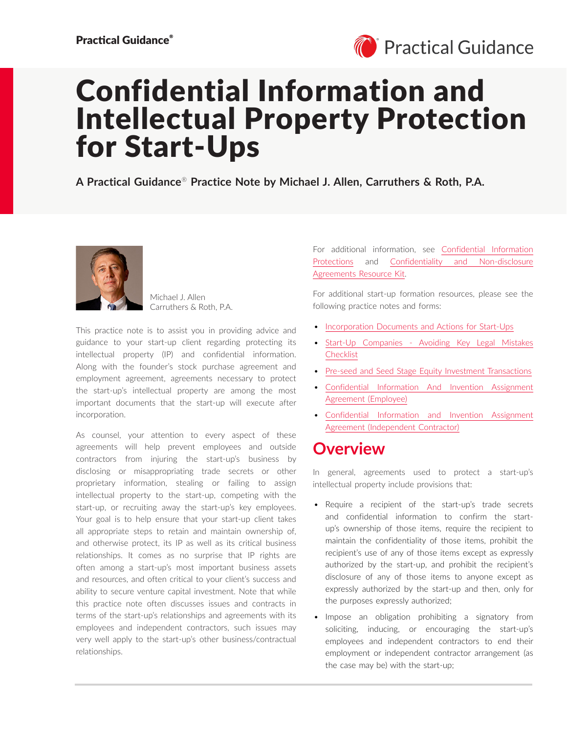# Confidential Information and Intellectual Property Protection for Start-Ups

**A Practical Guidance® Practice Note by Michael J. Allen, Carruthers & Roth, P.A.**

Michael J. Allen
Carruthers & Roth, P.A.

This practice note is to assist you in providing advice and guidance to your start-up client regarding protecting its intellectual property (IP) and confidential information. Along with the founder's stock purchase agreement and employment agreement, agreements necessary to protect the start-up's intellectual property are among the most important documents that the start-up will execute after incorporation.

As counsel, your attention to every aspect of these agreements will help prevent employees and outside contractors from injuring the start-up's business by disclosing or misappropriating trade secrets or other proprietary information, stealing or failing to assign intellectual property to the start-up, competing with the start-up, or recruiting away the start-up's key employees. Your goal is to help ensure that your start-up client takes all appropriate steps to retain and maintain ownership of, and otherwise protect, its IP as well as its critical business relationships. It comes as no surprise that IP rights are often among a start-up's most important business assets and resources, and often critical to your client's success and ability to secure venture capital investment. Note that while this practice note often discusses issues and contracts in terms of the start-up's relationships and agreements with its employees and independent contractors, such issues may very well apply to the start-up's other business/contractual relationships.

For additional information, see Confidential Information Protections and Confidentiality and Non-disclosure Agreements Resource Kit.

For additional start-up formation resources, please see the following practice notes and forms:

- Incorporation Documents and Actions for Start-Ups
- Start-Up Companies - Avoiding Key Legal Mistakes Checklist
- Pre-seed and Seed Stage Equity Investment Transactions
- Confidential Information And Invention Assignment Agreement (Employee)
- Confidential Information and Invention Assignment Agreement (Independent Contractor)

## Overview

In general, agreements used to protect a start-up's intellectual property include provisions that:

- Require a recipient of the start-up's trade secrets and confidential information to confirm the start-up's ownership of those items, require the recipient to maintain the confidentiality of those items, prohibit the recipient's use of any of those items except as expressly authorized by the start-up, and prohibit the recipient's disclosure of any of those items to anyone except as expressly authorized by the start-up and then, only for the purposes expressly authorized;
- Impose an obligation prohibiting a signatory from soliciting, inducing, or encouraging the start-up's employees and independent contractors to end their employment or independent contractor arrangement (as the case may be) with the start-up;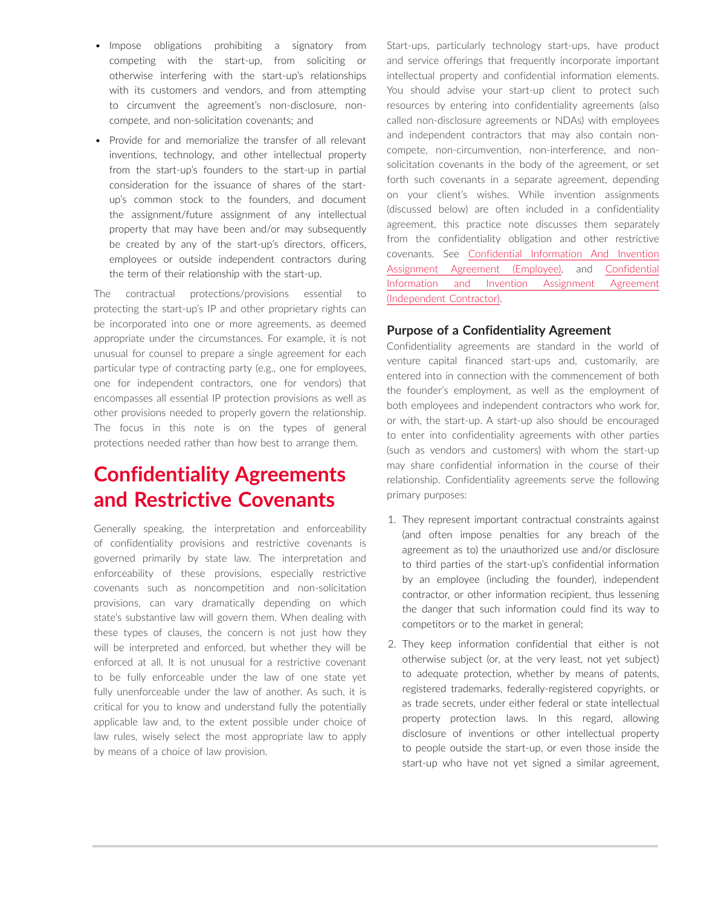- Impose obligations prohibiting a signatory from competing with the start-up, from soliciting or otherwise interfering with the start-up's relationships with its customers and vendors, and from attempting to circumvent the agreement's non-disclosure, non-compete, and non-solicitation covenants; and
- Provide for and memorialize the transfer of all relevant inventions, technology, and other intellectual property from the start-up's founders to the start-up in partial consideration for the issuance of shares of the start-up's common stock to the founders, and document the assignment/future assignment of any intellectual property that may have been and/or may subsequently be created by any of the start-up's directors, officers, employees or outside independent contractors during the term of their relationship with the start-up.

The contractual protections/provisions essential to protecting the start-up's IP and other proprietary rights can be incorporated into one or more agreements, as deemed appropriate under the circumstances. For example, it is not unusual for counsel to prepare a single agreement for each particular type of contracting party (e.g., one for employees, one for independent contractors, one for vendors) that encompasses all essential IP protection provisions as well as other provisions needed to properly govern the relationship. The focus in this note is on the types of general protections needed rather than how best to arrange them.

# Confidentiality Agreements and Restrictive Covenants

Generally speaking, the interpretation and enforceability of confidentiality provisions and restrictive covenants is governed primarily by state law. The interpretation and enforceability of these provisions, especially restrictive covenants such as noncompetition and non-solicitation provisions, can vary dramatically depending on which state's substantive law will govern them. When dealing with these types of clauses, the concern is not just how they will be interpreted and enforced, but whether they will be enforced at all. It is not unusual for a restrictive covenant to be fully enforceable under the law of one state yet fully unenforceable under the law of another. As such, it is critical for you to know and understand fully the potentially applicable law and, to the extent possible under choice of law rules, wisely select the most appropriate law to apply by means of a choice of law provision.

Start-ups, particularly technology start-ups, have product and service offerings that frequently incorporate important intellectual property and confidential information elements. You should advise your start-up client to protect such resources by entering into confidentiality agreements (also called non-disclosure agreements or NDAs) with employees and independent contractors that may also contain non-compete, non-circumvention, non-interference, and non-solicitation covenants in the body of the agreement, or set forth such covenants in a separate agreement, depending on your client's wishes. While invention assignments (discussed below) are often included in a confidentiality agreement, this practice note discusses them separately from the confidentiality obligation and other restrictive covenants. See Confidential Information And Invention Assignment Agreement (Employee), and Confidential Information and Invention Assignment Agreement (Independent Contractor).

## Purpose of a Confidentiality Agreement

Confidentiality agreements are standard in the world of venture capital financed start-ups and, customarily, are entered into in connection with the commencement of both the founder's employment, as well as the employment of both employees and independent contractors who work for, or with, the start-up. A start-up also should be encouraged to enter into confidentiality agreements with other parties (such as vendors and customers) with whom the start-up may share confidential information in the course of their relationship. Confidentiality agreements serve the following primary purposes:

1. They represent important contractual constraints against (and often impose penalties for any breach of the agreement as to) the unauthorized use and/or disclosure to third parties of the start-up's confidential information by an employee (including the founder), independent contractor, or other information recipient, thus lessening the danger that such information could find its way to competitors or to the market in general;
2. They keep information confidential that either is not otherwise subject (or, at the very least, not yet subject) to adequate protection, whether by means of patents, registered trademarks, federally-registered copyrights, or as trade secrets, under either federal or state intellectual property protection laws. In this regard, allowing disclosure of inventions or other intellectual property to people outside the start-up, or even those inside the start-up who have not yet signed a similar agreement,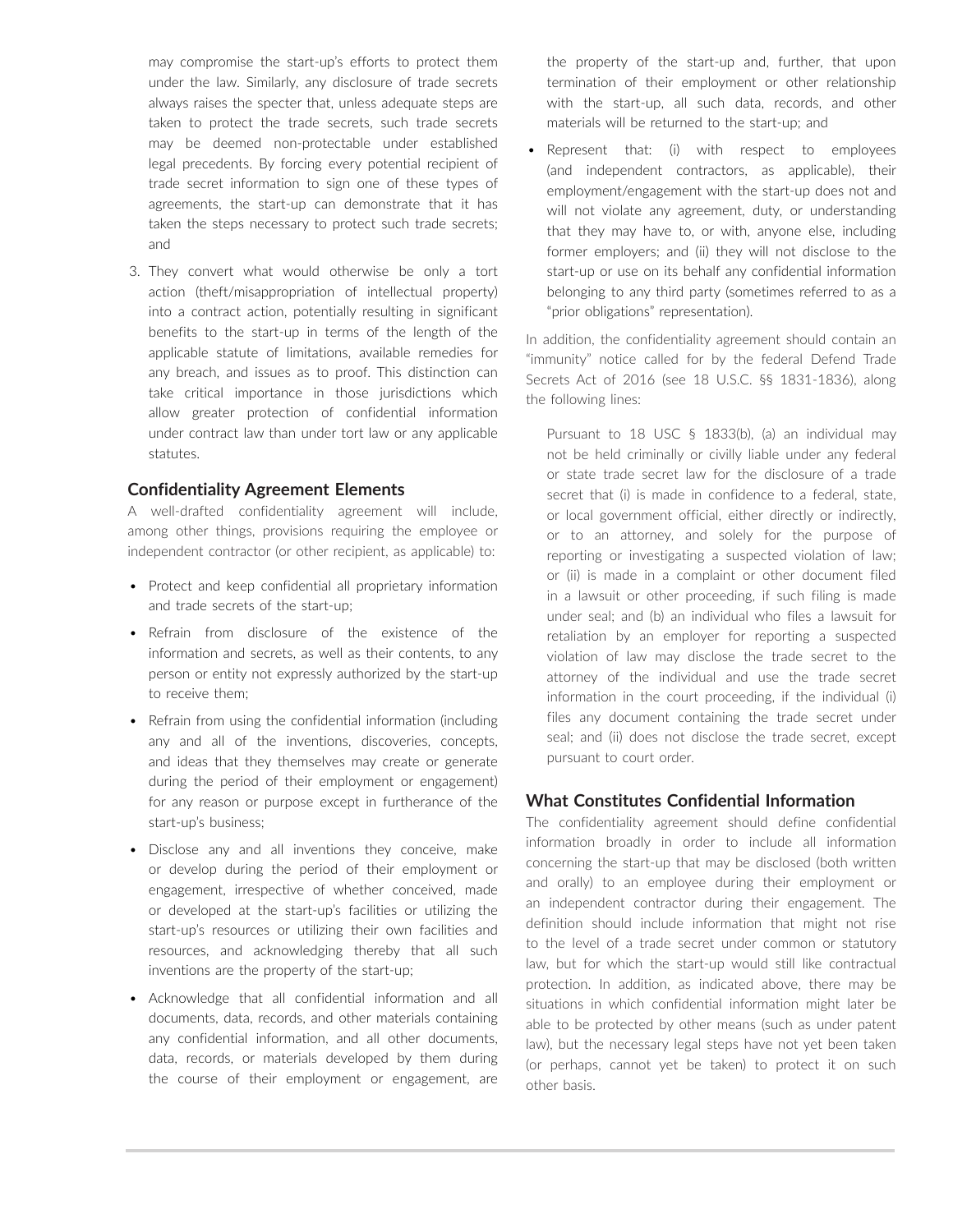may compromise the start-up's efforts to protect them under the law. Similarly, any disclosure of trade secrets always raises the specter that, unless adequate steps are taken to protect the trade secrets, such trade secrets may be deemed non-protectable under established legal precedents. By forcing every potential recipient of trade secret information to sign one of these types of agreements, the start-up can demonstrate that it has taken the steps necessary to protect such trade secrets; and

3. They convert what would otherwise be only a tort action (theft/misappropriation of intellectual property) into a contract action, potentially resulting in significant benefits to the start-up in terms of the length of the applicable statute of limitations, available remedies for any breach, and issues as to proof. This distinction can take critical importance in those jurisdictions which allow greater protection of confidential information under contract law than under tort law or any applicable statutes.

### Confidentiality Agreement Elements

A well-drafted confidentiality agreement will include, among other things, provisions requiring the employee or independent contractor (or other recipient, as applicable) to:

- Protect and keep confidential all proprietary information and trade secrets of the start-up;
- Refrain from disclosure of the existence of the information and secrets, as well as their contents, to any person or entity not expressly authorized by the start-up to receive them;
- Refrain from using the confidential information (including any and all of the inventions, discoveries, concepts, and ideas that they themselves may create or generate during the period of their employment or engagement) for any reason or purpose except in furtherance of the start-up's business;
- Disclose any and all inventions they conceive, make or develop during the period of their employment or engagement, irrespective of whether conceived, made or developed at the start-up's facilities or utilizing the start-up's resources or utilizing their own facilities and resources, and acknowledging thereby that all such inventions are the property of the start-up;
- Acknowledge that all confidential information and all documents, data, records, and other materials containing any confidential information, and all other documents, data, records, or materials developed by them during the course of their employment or engagement, are the property of the start-up and, further, that upon termination of their employment or other relationship with the start-up, all such data, records, and other materials will be returned to the start-up; and
- Represent that: (i) with respect to employees (and independent contractors, as applicable), their employment/engagement with the start-up does not and will not violate any agreement, duty, or understanding that they may have to, or with, anyone else, including former employers; and (ii) they will not disclose to the start-up or use on its behalf any confidential information belonging to any third party (sometimes referred to as a "prior obligations" representation).

In addition, the confidentiality agreement should contain an "immunity" notice called for by the federal Defend Trade Secrets Act of 2016 (see 18 U.S.C. §§ 1831-1836), along the following lines:

> Pursuant to 18 USC § 1833(b), (a) an individual may not be held criminally or civilly liable under any federal or state trade secret law for the disclosure of a trade secret that (i) is made in confidence to a federal, state, or local government official, either directly or indirectly, or to an attorney, and solely for the purpose of reporting or investigating a suspected violation of law; or (ii) is made in a complaint or other document filed in a lawsuit or other proceeding, if such filing is made under seal; and (b) an individual who files a lawsuit for retaliation by an employer for reporting a suspected violation of law may disclose the trade secret to the attorney of the individual and use the trade secret information in the court proceeding, if the individual (i) files any document containing the trade secret under seal; and (ii) does not disclose the trade secret, except pursuant to court order.

### What Constitutes Confidential Information

The confidentiality agreement should define confidential information broadly in order to include all information concerning the start-up that may be disclosed (both written and orally) to an employee during their employment or an independent contractor during their engagement. The definition should include information that might not rise to the level of a trade secret under common or statutory law, but for which the start-up would still like contractual protection. In addition, as indicated above, there may be situations in which confidential information might later be able to be protected by other means (such as under patent law), but the necessary legal steps have not yet been taken (or perhaps, cannot yet be taken) to protect it on such other basis.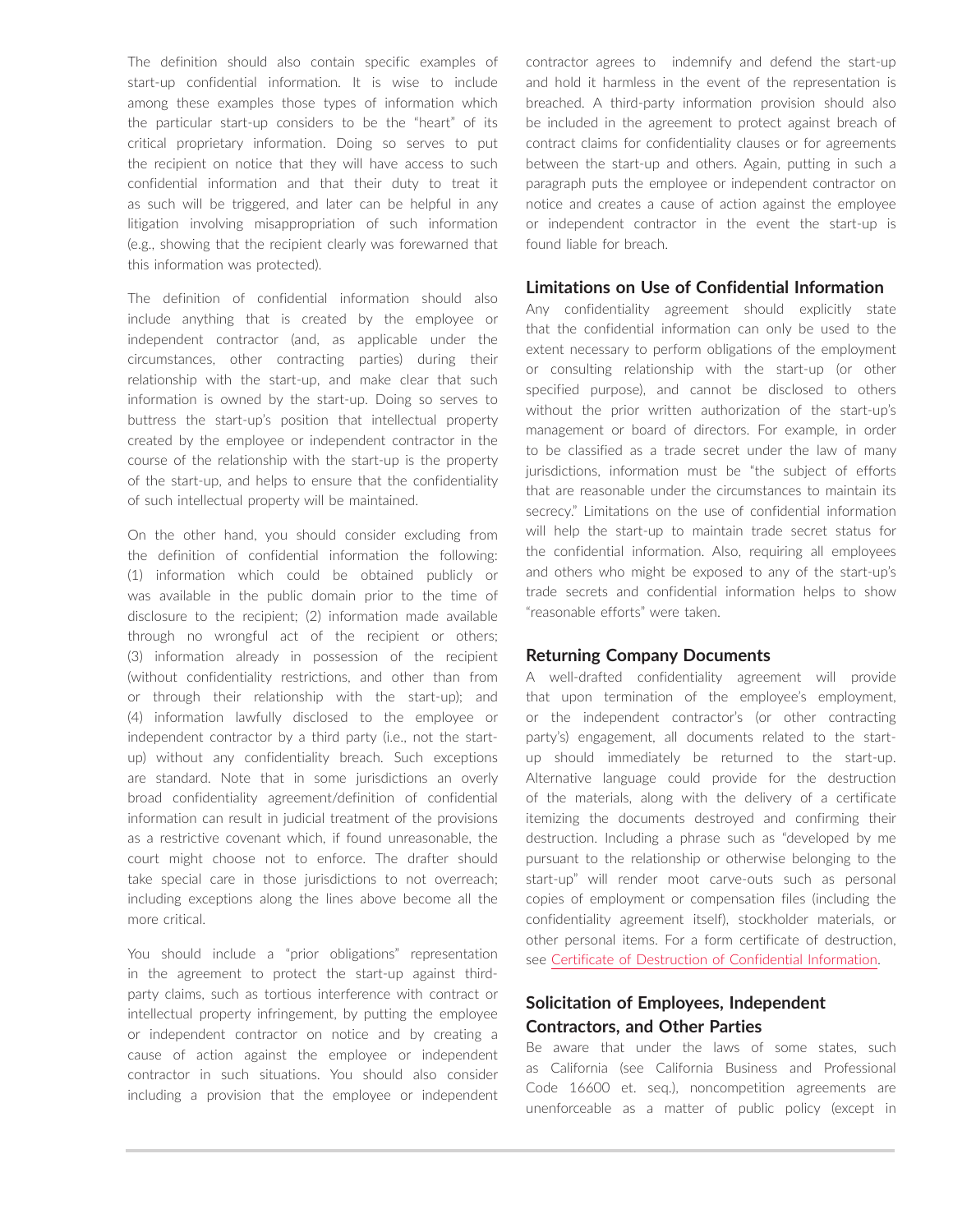The definition should also contain specific examples of start-up confidential information. It is wise to include among these examples those types of information which the particular start-up considers to be the "heart" of its critical proprietary information. Doing so serves to put the recipient on notice that they will have access to such confidential information and that their duty to treat it as such will be triggered, and later can be helpful in any litigation involving misappropriation of such information (e.g., showing that the recipient clearly was forewarned that this information was protected).

The definition of confidential information should also include anything that is created by the employee or independent contractor (and, as applicable under the circumstances, other contracting parties) during their relationship with the start-up, and make clear that such information is owned by the start-up. Doing so serves to buttress the start-up's position that intellectual property created by the employee or independent contractor in the course of the relationship with the start-up is the property of the start-up, and helps to ensure that the confidentiality of such intellectual property will be maintained.

On the other hand, you should consider excluding from the definition of confidential information the following: (1) information which could be obtained publicly or was available in the public domain prior to the time of disclosure to the recipient; (2) information made available through no wrongful act of the recipient or others; (3) information already in possession of the recipient (without confidentiality restrictions, and other than from or through their relationship with the start-up); and (4) information lawfully disclosed to the employee or independent contractor by a third party (i.e., not the start-up) without any confidentiality breach. Such exceptions are standard. Note that in some jurisdictions an overly broad confidentiality agreement/definition of confidential information can result in judicial treatment of the provisions as a restrictive covenant which, if found unreasonable, the court might choose not to enforce. The drafter should take special care in those jurisdictions to not overreach; including exceptions along the lines above become all the more critical.

You should include a "prior obligations" representation in the agreement to protect the start-up against third-party claims, such as tortious interference with contract or intellectual property infringement, by putting the employee or independent contractor on notice and by creating a cause of action against the employee or independent contractor in such situations. You should also consider including a provision that the employee or independent contractor agrees to indemnify and defend the start-up and hold it harmless in the event of the representation is breached. A third-party information provision should also be included in the agreement to protect against breach of contract claims for confidentiality clauses or for agreements between the start-up and others. Again, putting in such a paragraph puts the employee or independent contractor on notice and creates a cause of action against the employee or independent contractor in the event the start-up is found liable for breach.

### Limitations on Use of Confidential Information

Any confidentiality agreement should explicitly state that the confidential information can only be used to the extent necessary to perform obligations of the employment or consulting relationship with the start-up (or other specified purpose), and cannot be disclosed to others without the prior written authorization of the start-up's management or board of directors. For example, in order to be classified as a trade secret under the law of many jurisdictions, information must be "the subject of efforts that are reasonable under the circumstances to maintain its secrecy." Limitations on the use of confidential information will help the start-up to maintain trade secret status for the confidential information. Also, requiring all employees and others who might be exposed to any of the start-up's trade secrets and confidential information helps to show "reasonable efforts" were taken.

### Returning Company Documents

A well-drafted confidentiality agreement will provide that upon termination of the employee's employment, or the independent contractor's (or other contracting party's) engagement, all documents related to the start-up should immediately be returned to the start-up. Alternative language could provide for the destruction of the materials, along with the delivery of a certificate itemizing the documents destroyed and confirming their destruction. Including a phrase such as "developed by me pursuant to the relationship or otherwise belonging to the start-up" will render moot carve-outs such as personal copies of employment or compensation files (including the confidentiality agreement itself), stockholder materials, or other personal items. For a form certificate of destruction, see Certificate of Destruction of Confidential Information.

### Solicitation of Employees, Independent Contractors, and Other Parties

Be aware that under the laws of some states, such as California (see California Business and Professional Code 16600 et. seq.), noncompetition agreements are unenforceable as a matter of public policy (except in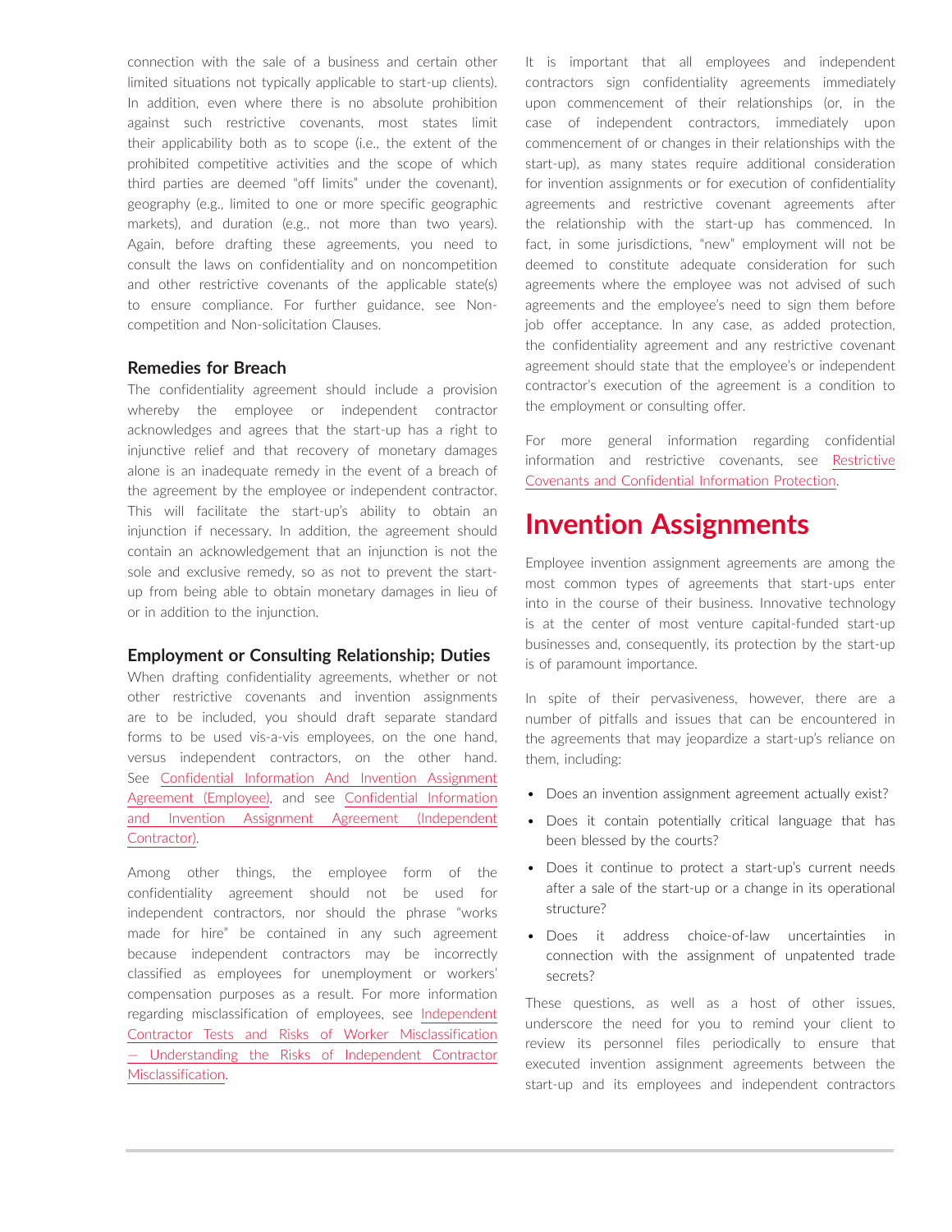connection with the sale of a business and certain other limited situations not typically applicable to start-up clients). In addition, even where there is no absolute prohibition against such restrictive covenants, most states limit their applicability both as to scope (i.e., the extent of the prohibited competitive activities and the scope of which third parties are deemed "off limits" under the covenant), geography (e.g., limited to one or more specific geographic markets), and duration (e.g., not more than two years). Again, before drafting these agreements, you need to consult the laws on confidentiality and on noncompetition and other restrictive covenants of the applicable state(s) to ensure compliance. For further guidance, see Non-competition and Non-solicitation Clauses.

### Remedies for Breach

The confidentiality agreement should include a provision whereby the employee or independent contractor acknowledges and agrees that the start-up has a right to injunctive relief and that recovery of monetary damages alone is an inadequate remedy in the event of a breach of the agreement by the employee or independent contractor. This will facilitate the start-up's ability to obtain an injunction if necessary. In addition, the agreement should contain an acknowledgement that an injunction is not the sole and exclusive remedy, so as not to prevent the start-up from being able to obtain monetary damages in lieu of or in addition to the injunction.

### Employment or Consulting Relationship; Duties

When drafting confidentiality agreements, whether or not other restrictive covenants and invention assignments are to be included, you should draft separate standard forms to be used vis-a-vis employees, on the one hand, versus independent contractors, on the other hand. See Confidential Information And Invention Assignment Agreement (Employee), and see Confidential Information and Invention Assignment Agreement (Independent Contractor).

Among other things, the employee form of the confidentiality agreement should not be used for independent contractors, nor should the phrase "works made for hire" be contained in any such agreement because independent contractors may be incorrectly classified as employees for unemployment or workers' compensation purposes as a result. For more information regarding misclassification of employees, see Independent Contractor Tests and Risks of Worker Misclassification — Understanding the Risks of Independent Contractor Misclassification.

It is important that all employees and independent contractors sign confidentiality agreements immediately upon commencement of their relationships (or, in the case of independent contractors, immediately upon commencement of or changes in their relationships with the start-up), as many states require additional consideration for invention assignments or for execution of confidentiality agreements and restrictive covenant agreements after the relationship with the start-up has commenced. In fact, in some jurisdictions, "new" employment will not be deemed to constitute adequate consideration for such agreements where the employee was not advised of such agreements and the employee's need to sign them before job offer acceptance. In any case, as added protection, the confidentiality agreement and any restrictive covenant agreement should state that the employee's or independent contractor's execution of the agreement is a condition to the employment or consulting offer.

For more general information regarding confidential information and restrictive covenants, see Restrictive Covenants and Confidential Information Protection.

## Invention Assignments

Employee invention assignment agreements are among the most common types of agreements that start-ups enter into in the course of their business. Innovative technology is at the center of most venture capital-funded start-up businesses and, consequently, its protection by the start-up is of paramount importance.

In spite of their pervasiveness, however, there are a number of pitfalls and issues that can be encountered in the agreements that may jeopardize a start-up's reliance on them, including:

- Does an invention assignment agreement actually exist?
- Does it contain potentially critical language that has been blessed by the courts?
- Does it continue to protect a start-up's current needs after a sale of the start-up or a change in its operational structure?
- Does it address choice-of-law uncertainties in connection with the assignment of unpatented trade secrets?

These questions, as well as a host of other issues, underscore the need for you to remind your client to review its personnel files periodically to ensure that executed invention assignment agreements between the start-up and its employees and independent contractors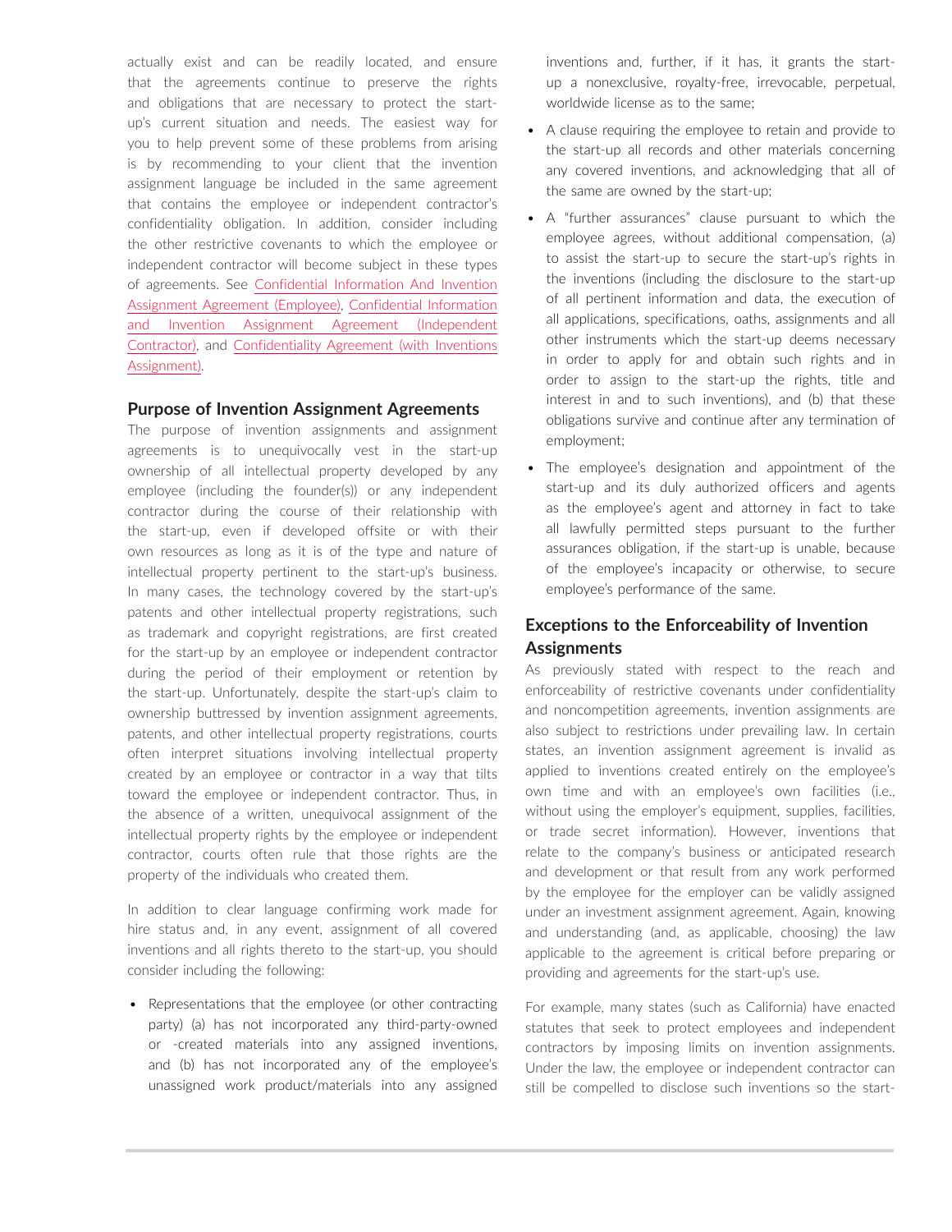actually exist and can be readily located, and ensure that the agreements continue to preserve the rights and obligations that are necessary to protect the start-up's current situation and needs. The easiest way for you to help prevent some of these problems from arising is by recommending to your client that the invention assignment language be included in the same agreement that contains the employee or independent contractor's confidentiality obligation. In addition, consider including the other restrictive covenants to which the employee or independent contractor will become subject in these types of agreements. See Confidential Information And Invention Assignment Agreement (Employee), Confidential Information and Invention Assignment Agreement (Independent Contractor), and Confidentiality Agreement (with Inventions Assignment).

## Purpose of Invention Assignment Agreements

The purpose of invention assignments and assignment agreements is to unequivocally vest in the start-up ownership of all intellectual property developed by any employee (including the founder(s)) or any independent contractor during the course of their relationship with the start-up, even if developed offsite or with their own resources as long as it is of the type and nature of intellectual property pertinent to the start-up's business. In many cases, the technology covered by the start-up's patents and other intellectual property registrations, such as trademark and copyright registrations, are first created for the start-up by an employee or independent contractor during the period of their employment or retention by the start-up. Unfortunately, despite the start-up's claim to ownership buttressed by invention assignment agreements, patents, and other intellectual property registrations, courts often interpret situations involving intellectual property created by an employee or contractor in a way that tilts toward the employee or independent contractor. Thus, in the absence of a written, unequivocal assignment of the intellectual property rights by the employee or independent contractor, courts often rule that those rights are the property of the individuals who created them.

In addition to clear language confirming work made for hire status and, in any event, assignment of all covered inventions and all rights thereto to the start-up, you should consider including the following:

- Representations that the employee (or other contracting party) (a) has not incorporated any third-party-owned or -created materials into any assigned inventions, and (b) has not incorporated any of the employee's unassigned work product/materials into any assigned inventions and, further, if it has, it grants the start-up a nonexclusive, royalty-free, irrevocable, perpetual, worldwide license as to the same;
- A clause requiring the employee to retain and provide to the start-up all records and other materials concerning any covered inventions, and acknowledging that all of the same are owned by the start-up;
- A "further assurances" clause pursuant to which the employee agrees, without additional compensation, (a) to assist the start-up to secure the start-up's rights in the inventions (including the disclosure to the start-up of all pertinent information and data, the execution of all applications, specifications, oaths, assignments and all other instruments which the start-up deems necessary in order to apply for and obtain such rights and in order to assign to the start-up the rights, title and interest in and to such inventions), and (b) that these obligations survive and continue after any termination of employment;
- The employee's designation and appointment of the start-up and its duly authorized officers and agents as the employee's agent and attorney in fact to take all lawfully permitted steps pursuant to the further assurances obligation, if the start-up is unable, because of the employee's incapacity or otherwise, to secure employee's performance of the same.

## Exceptions to the Enforceability of Invention Assignments

As previously stated with respect to the reach and enforceability of restrictive covenants under confidentiality and noncompetition agreements, invention assignments are also subject to restrictions under prevailing law. In certain states, an invention assignment agreement is invalid as applied to inventions created entirely on the employee's own time and with an employee's own facilities (i.e., without using the employer's equipment, supplies, facilities, or trade secret information). However, inventions that relate to the company's business or anticipated research and development or that result from any work performed by the employee for the employer can be validly assigned under an investment assignment agreement. Again, knowing and understanding (and, as applicable, choosing) the law applicable to the agreement is critical before preparing or providing and agreements for the start-up's use.

For example, many states (such as California) have enacted statutes that seek to protect employees and independent contractors by imposing limits on invention assignments. Under the law, the employee or independent contractor can still be compelled to disclose such inventions so the start-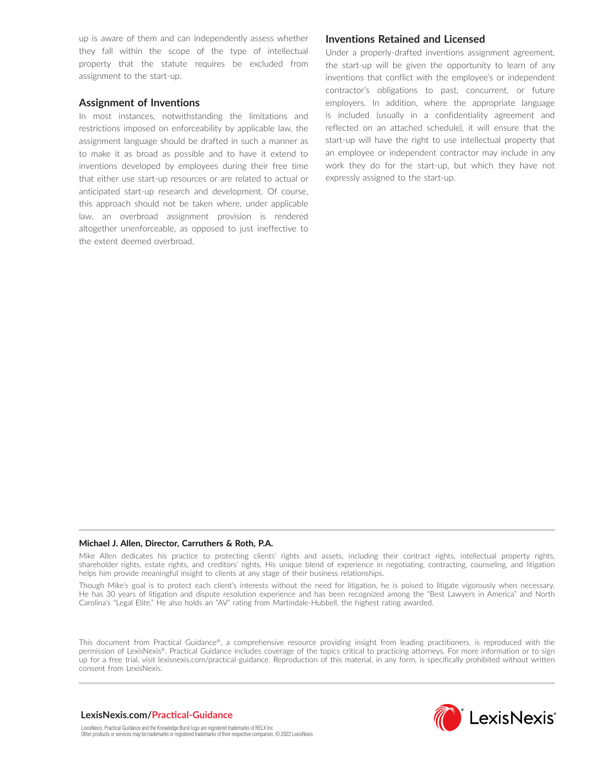up is aware of them and can independently assess whether they fall within the scope of the type of intellectual property that the statute requires be excluded from assignment to the start-up.

### Assignment of Inventions

In most instances, notwithstanding the limitations and restrictions imposed on enforceability by applicable law, the assignment language should be drafted in such a manner as to make it as broad as possible and to have it extend to inventions developed by employees during their free time that either use start-up resources or are related to actual or anticipated start-up research and development. Of course, this approach should not be taken where, under applicable law, an overbroad assignment provision is rendered altogether unenforceable, as opposed to just ineffective to the extent deemed overbroad.

### Inventions Retained and Licensed

Under a properly-drafted inventions assignment agreement, the start-up will be given the opportunity to learn of any inventions that conflict with the employee's or independent contractor's obligations to past, concurrent, or future employers. In addition, where the appropriate language is included (usually in a confidentiality agreement and reflected on an attached schedule), it will ensure that the start-up will have the right to use intellectual property that an employee or independent contractor may include in any work they do for the start-up, but which they have not expressly assigned to the start-up.

**Michael J. Allen, Director, Carruthers & Roth, P.A.**

Mike Allen dedicates his practice to protecting clients' rights and assets, including their contract rights, intellectual property rights, shareholder rights, estate rights, and creditors' rights. His unique blend of experience in negotiating, contracting, counseling, and litigation helps him provide meaningful insight to clients at any stage of their business relationships.

Though Mike's goal is to protect each client's interests without the need for litigation, he is poised to litigate vigorously when necessary. He has 30 years of litigation and dispute resolution experience and has been recognized among the "Best Lawyers in America" and North Carolina's "Legal Elite." He also holds an "AV" rating from Martindale-Hubbell, the highest rating awarded.

This document from Practical Guidance®, a comprehensive resource providing insight from leading practitioners, is reproduced with the permission of LexisNexis®. Practical Guidance includes coverage of the topics critical to practicing attorneys. For more information or to sign up for a free trial, visit lexisnexis.com/practical-guidance. Reproduction of this material, in any form, is specifically prohibited without written consent from LexisNexis.

**LexisNexis.com/Practical-Guidance**

LexisNexis, Practical Guidance and the Knowledge Burst logo are registered trademarks of RELX Inc.
Other products or services may be trademarks or registered trademarks of their respective companies. © 2022 LexisNexis